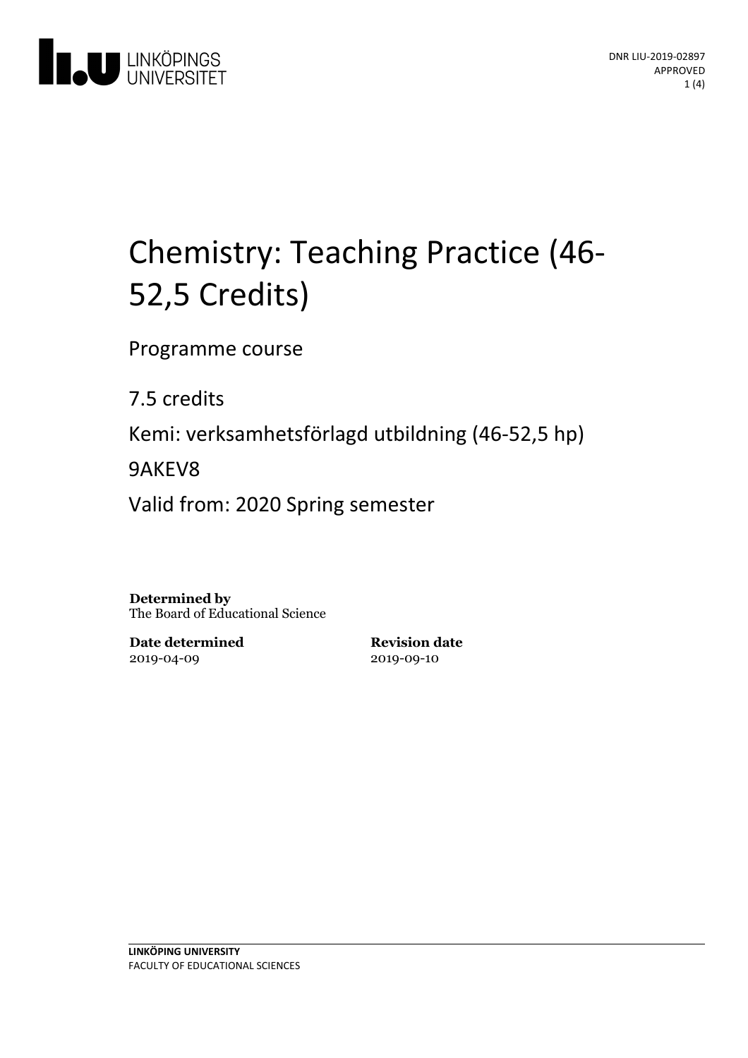# Chemistry: Teaching Practice (46-52,5 Credits)

Programme course

7.5 credits

Kemi: verksamhetsförlagd utbildning (46-52,5 hp)

9AKEV8

Valid from: 2020 Spring semester

**Determined by**
The Board of Educational Science

| **Date determined** | **Revision date** |
| --- | --- |
| 2019-04-09 | 2019-09-10 |

**LINKÖPING UNIVERSITY**
FACULTY OF EDUCATIONAL SCIENCES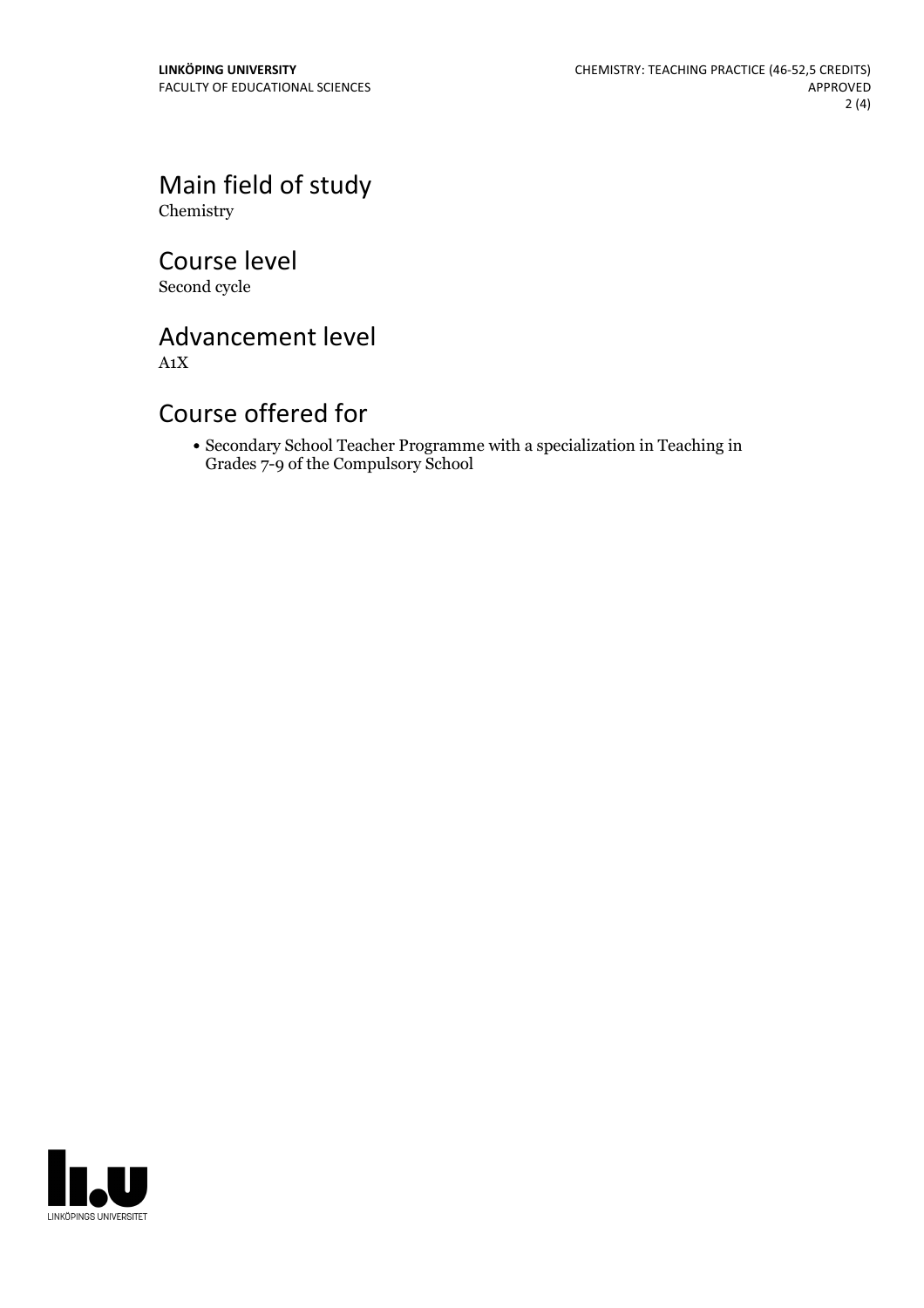## Main field of study

Chemistry

## Course level

Second cycle

## Advancement level

A1X

## Course offered for

- Secondary School Teacher Programme with a specialization in Teaching in Grades 7-9 of the Compulsory School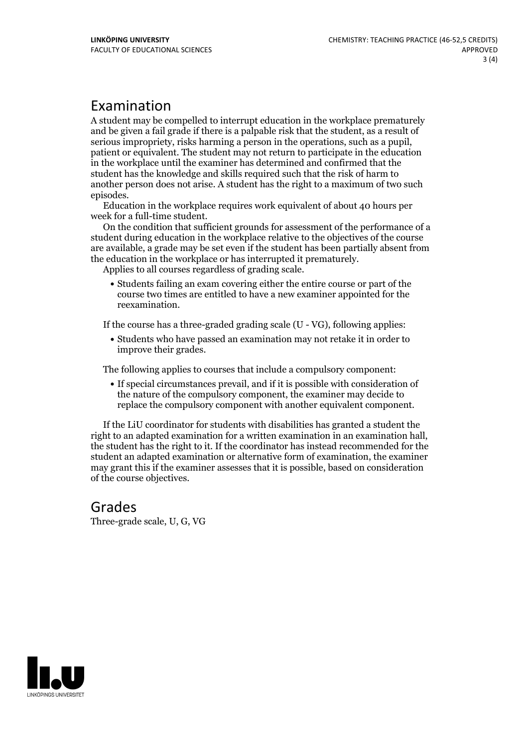## Examination

A student may be compelled to interrupt education in the workplace prematurely and be given a fail grade if there is a palpable risk that the student, as a result of serious impropriety, risks harming a person in the operations, such as a pupil, patient or equivalent. The student may not return to participate in the education in the workplace until the examiner has determined and confirmed that the student has the knowledge and skills required such that the risk of harm to another person does not arise. A student has the right to a maximum of two such episodes.

Education in the workplace requires work equivalent of about 40 hours per week for a full-time student.

On the condition that sufficient grounds for assessment of the performance of a student during education in the workplace relative to the objectives of the course are available, a grade may be set even if the student has been partially absent from the education in the workplace or has interrupted it prematurely.

Applies to all courses regardless of grading scale.

- Students failing an exam covering either the entire course or part of the course two times are entitled to have a new examiner appointed for the reexamination.

If the course has a three-graded grading scale (U - VG), following applies:

- Students who have passed an examination may not retake it in order to improve their grades.

The following applies to courses that include a compulsory component:

- If special circumstances prevail, and if it is possible with consideration of the nature of the compulsory component, the examiner may decide to replace the compulsory component with another equivalent component.

If the LiU coordinator for students with disabilities has granted a student the right to an adapted examination for a written examination in an examination hall, the student has the right to it. If the coordinator has instead recommended for the student an adapted examination or alternative form of examination, the examiner may grant this if the examiner assesses that it is possible, based on consideration of the course objectives.

## Grades

Three-grade scale, U, G, VG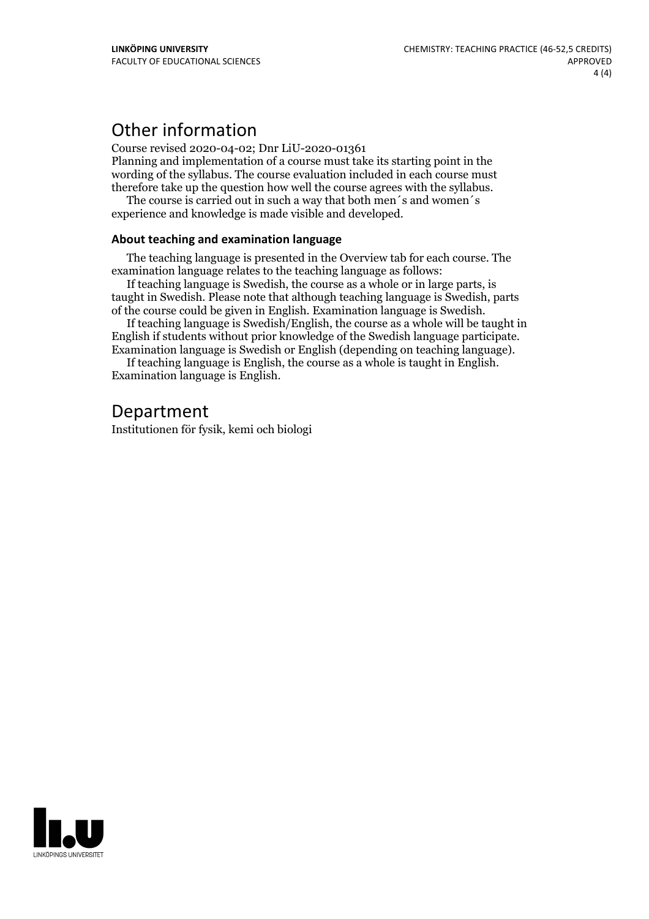# Other information

Course revised 2020-04-02; Dnr LiU-2020-01361

Planning and implementation of a course must take its starting point in the wording of the syllabus. The course evaluation included in each course must therefore take up the question how well the course agrees with the syllabus.

The course is carried out in such a way that both men´s and women´s experience and knowledge is made visible and developed.

### About teaching and examination language

The teaching language is presented in the Overview tab for each course. The examination language relates to the teaching language as follows:

If teaching language is Swedish, the course as a whole or in large parts, is taught in Swedish. Please note that although teaching language is Swedish, parts of the course could be given in English. Examination language is Swedish.

If teaching language is Swedish/English, the course as a whole will be taught in English if students without prior knowledge of the Swedish language participate. Examination language is Swedish or English (depending on teaching language).

If teaching language is English, the course as a whole is taught in English. Examination language is English.

# Department

Institutionen för fysik, kemi och biologi